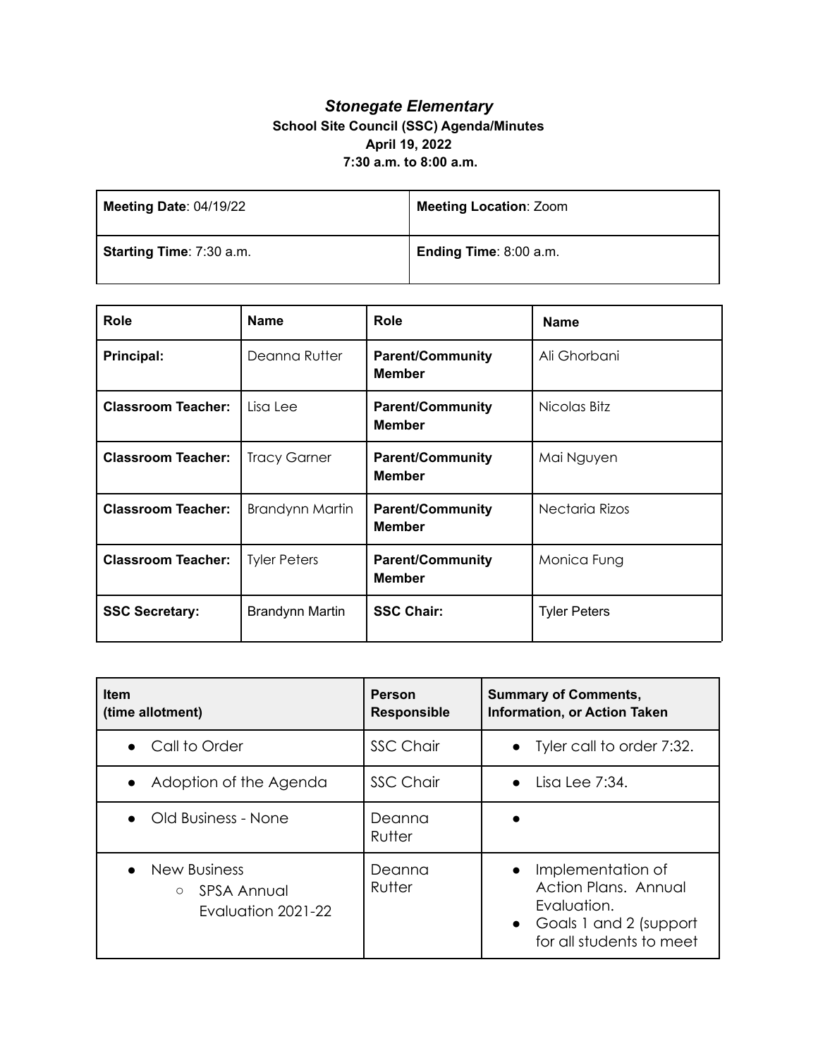# *Stonegate Elementary*

**School Site Council (SSC) Agenda/Minutes**
**April 19, 2022**
**7:30 a.m. to 8:00 a.m.**

| **Meeting Date**: 04/19/22 | **Meeting Location**: Zoom |
|---|---|
| **Starting Time**: 7:30 a.m. | **Ending Time**: 8:00 a.m. |

| Role | Name | Role | Name |
|---|---|---|---|
| **Principal:** | Deanna Rutter | **Parent/Community Member** | Ali Ghorbani |
| **Classroom Teacher:** | Lisa Lee | **Parent/Community Member** | Nicolas Bitz |
| **Classroom Teacher:** | Tracy Garner | **Parent/Community Member** | Mai Nguyen |
| **Classroom Teacher:** | Brandynn Martin | **Parent/Community Member** | Nectaria Rizos |
| **Classroom Teacher:** | Tyler Peters | **Parent/Community Member** | Monica Fung |
| **SSC Secretary:** | Brandynn Martin | **SSC Chair:** | Tyler Peters |

| Item (time allotment) | Person Responsible | Summary of Comments, Information, or Action Taken |
|---|---|---|
| • Call to Order | SSC Chair | • Tyler call to order 7:32. |
| • Adoption of the Agenda | SSC Chair | • Lisa Lee 7:34. |
| • Old Business - None | Deanna Rutter | • |
| • New Business<br>○ SPSA Annual Evaluation 2021-22 | Deanna Rutter | • Implementation of Action Plans. Annual Evaluation.<br>• Goals 1 and 2 (support for all students to meet |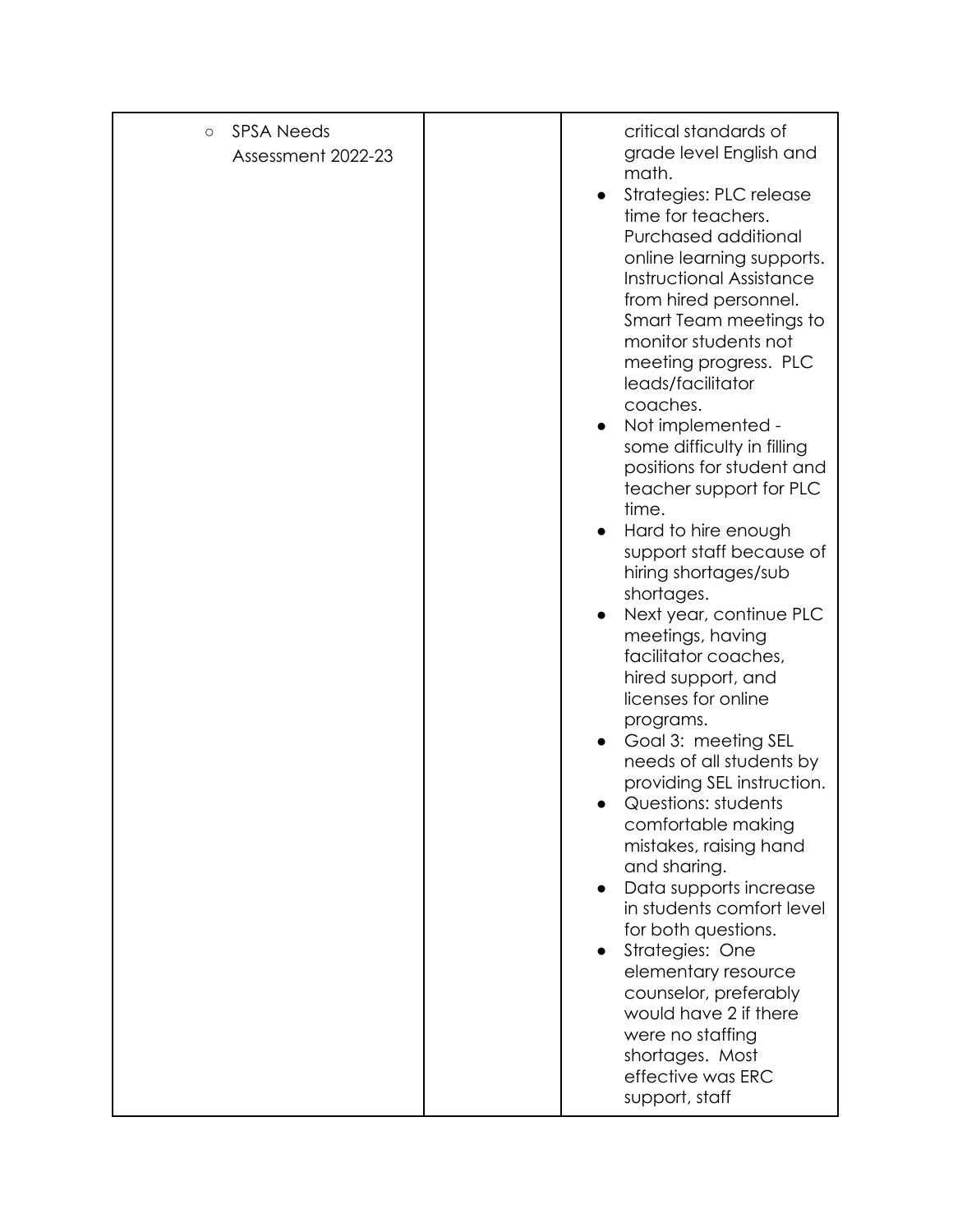| | | |
|---|---|---|
| ○ SPSA Needs Assessment 2022-23 | | critical standards of grade level English and math.<br>● Strategies: PLC release time for teachers. Purchased additional online learning supports. Instructional Assistance from hired personnel. Smart Team meetings to monitor students not meeting progress. PLC leads/facilitator coaches.<br>● Not implemented - some difficulty in filling positions for student and teacher support for PLC time.<br>● Hard to hire enough support staff because of hiring shortages/sub shortages.<br>● Next year, continue PLC meetings, having facilitator coaches, hired support, and licenses for online programs.<br>● Goal 3: meeting SEL needs of all students by providing SEL instruction.<br>● Questions: students comfortable making mistakes, raising hand and sharing.<br>● Data supports increase in students comfort level for both questions.<br>● Strategies: One elementary resource counselor, preferably would have 2 if there were no staffing shortages. Most effective was ERC support, staff |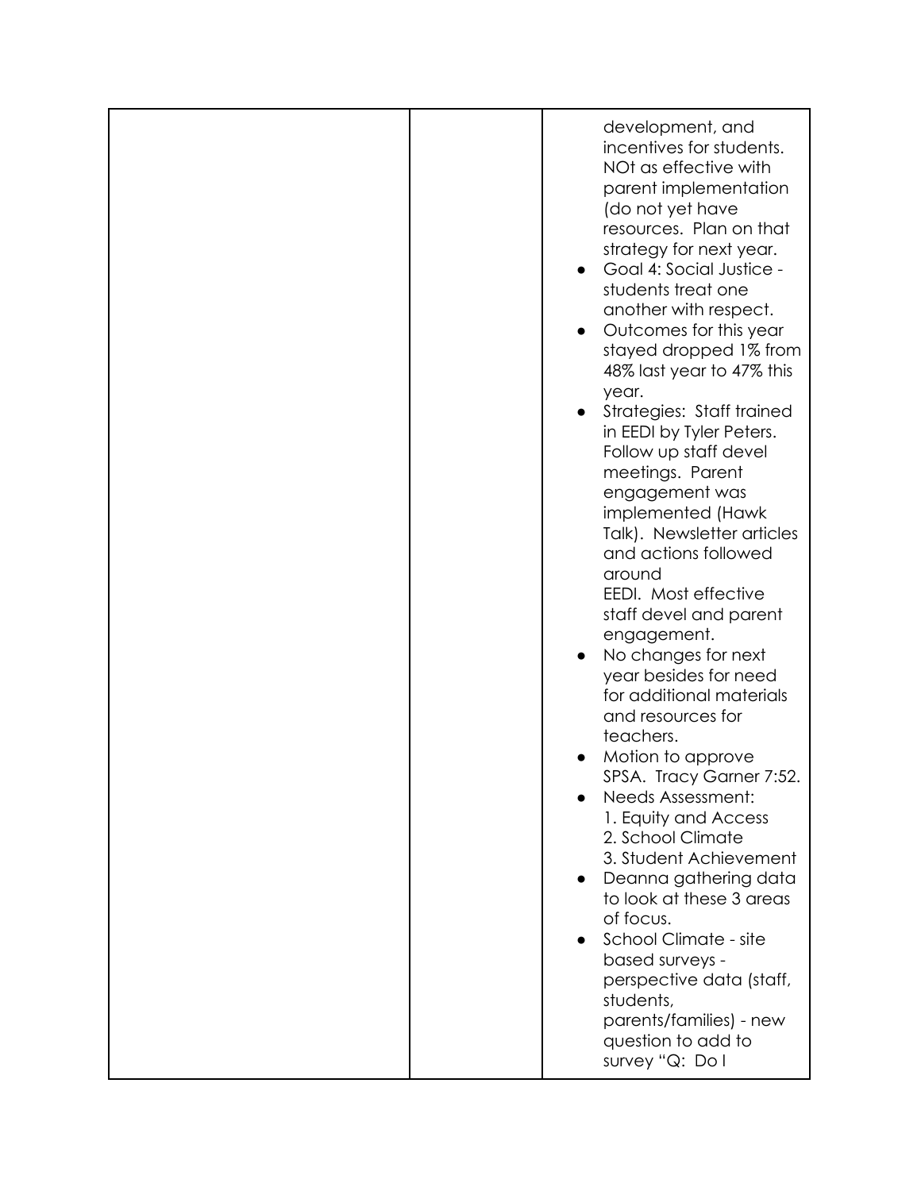| | | development, and incentives for students. NOt as effective with parent implementation (do not yet have resources. Plan on that strategy for next year.<br>● Goal 4: Social Justice - students treat one another with respect.<br>● Outcomes for this year stayed dropped 1% from 48% last year to 47% this year.<br>● Strategies: Staff trained in EEDI by Tyler Peters. Follow up staff devel meetings. Parent engagement was implemented (Hawk Talk). Newsletter articles and actions followed around EEDI. Most effective staff devel and parent engagement.<br>● No changes for next year besides for need for additional materials and resources for teachers.<br>● Motion to approve SPSA. Tracy Garner 7:52.<br>● Needs Assessment:<br>1. Equity and Access<br>2. School Climate<br>3. Student Achievement<br>● Deanna gathering data to look at these 3 areas of focus.<br>● School Climate - site based surveys - perspective data (staff, students, parents/families) - new question to add to survey "Q: Do I |
|---|---|---|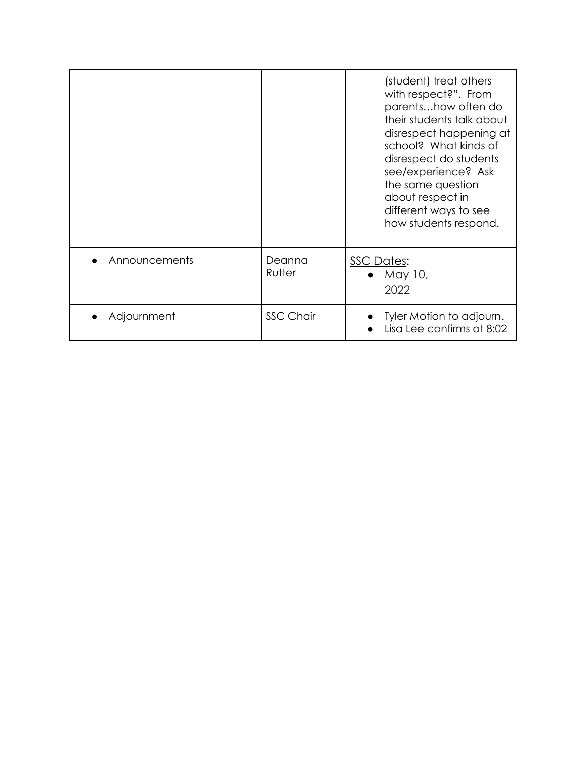| | | |
|---|---|---|
| | | (student) treat others with respect?". From parents…how often do their students talk about disrespect happening at school? What kinds of disrespect do students see/experience? Ask the same question about respect in different ways to see how students respond. |
| • Announcements | Deanna Rutter | SSC Dates: <br>• May 10, 2022 |
| • Adjournment | SSC Chair | • Tyler Motion to adjourn. <br>• Lisa Lee confirms at 8:02 |